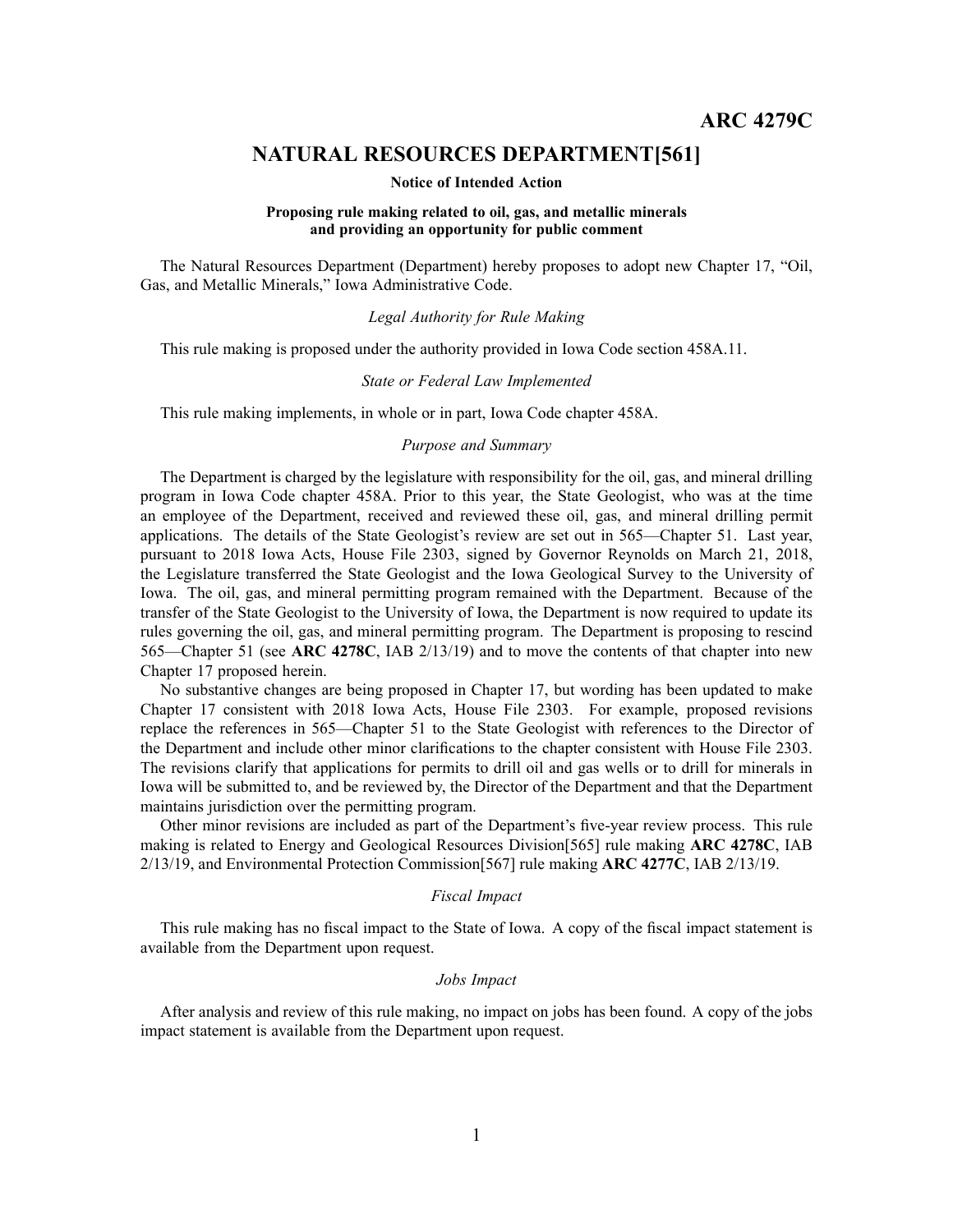# ARC 4279C

## NATURAL RESOURCES DEPARTMENT[561]

**Notice of Intended Action**

**Proposing rule making related to oil, gas, and metallic minerals and providing an opportunity for public comment**

The Natural Resources Department (Department) hereby proposes to adopt new Chapter 17, "Oil, Gas, and Metallic Minerals," Iowa Administrative Code.

*Legal Authority for Rule Making*

This rule making is proposed under the authority provided in Iowa Code section 458A.11.

*State or Federal Law Implemented*

This rule making implements, in whole or in part, Iowa Code chapter 458A.

*Purpose and Summary*

The Department is charged by the legislature with responsibility for the oil, gas, and mineral drilling program in Iowa Code chapter 458A. Prior to this year, the State Geologist, who was at the time an employee of the Department, received and reviewed these oil, gas, and mineral drilling permit applications. The details of the State Geologist's review are set out in 565—Chapter 51. Last year, pursuant to 2018 Iowa Acts, House File 2303, signed by Governor Reynolds on March 21, 2018, the Legislature transferred the State Geologist and the Iowa Geological Survey to the University of Iowa. The oil, gas, and mineral permitting program remained with the Department. Because of the transfer of the State Geologist to the University of Iowa, the Department is now required to update its rules governing the oil, gas, and mineral permitting program. The Department is proposing to rescind 565—Chapter 51 (see **ARC 4278C**, IAB 2/13/19) and to move the contents of that chapter into new Chapter 17 proposed herein.

No substantive changes are being proposed in Chapter 17, but wording has been updated to make Chapter 17 consistent with 2018 Iowa Acts, House File 2303. For example, proposed revisions replace the references in 565—Chapter 51 to the State Geologist with references to the Director of the Department and include other minor clarifications to the chapter consistent with House File 2303. The revisions clarify that applications for permits to drill oil and gas wells or to drill for minerals in Iowa will be submitted to, and be reviewed by, the Director of the Department and that the Department maintains jurisdiction over the permitting program.

Other minor revisions are included as part of the Department's five-year review process. This rule making is related to Energy and Geological Resources Division[565] rule making **ARC 4278C**, IAB 2/13/19, and Environmental Protection Commission[567] rule making **ARC 4277C**, IAB 2/13/19.

*Fiscal Impact*

This rule making has no fiscal impact to the State of Iowa. A copy of the fiscal impact statement is available from the Department upon request.

*Jobs Impact*

After analysis and review of this rule making, no impact on jobs has been found. A copy of the jobs impact statement is available from the Department upon request.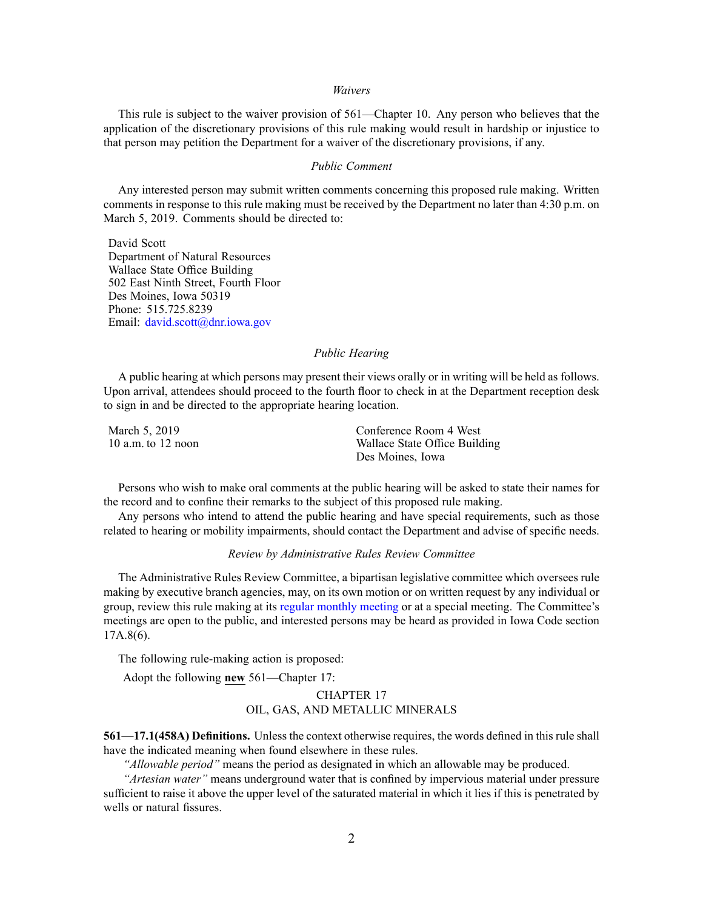*Waivers*

This rule is subject to the waiver provision of 561—Chapter 10. Any person who believes that the application of the discretionary provisions of this rule making would result in hardship or injustice to that person may petition the Department for a waiver of the discretionary provisions, if any.

*Public Comment*

Any interested person may submit written comments concerning this proposed rule making. Written comments in response to this rule making must be received by the Department no later than 4:30 p.m. on March 5, 2019. Comments should be directed to:

David Scott
Department of Natural Resources
Wallace State Office Building
502 East Ninth Street, Fourth Floor
Des Moines, Iowa 50319
Phone: 515.725.8239
Email: david.scott@dnr.iowa.gov

*Public Hearing*

A public hearing at which persons may present their views orally or in writing will be held as follows. Upon arrival, attendees should proceed to the fourth floor to check in at the Department reception desk to sign in and be directed to the appropriate hearing location.

| | |
|---|---|
| March 5, 2019<br>10 a.m. to 12 noon | Conference Room 4 West<br>Wallace State Office Building<br>Des Moines, Iowa |

Persons who wish to make oral comments at the public hearing will be asked to state their names for the record and to confine their remarks to the subject of this proposed rule making.

Any persons who intend to attend the public hearing and have special requirements, such as those related to hearing or mobility impairments, should contact the Department and advise of specific needs.

*Review by Administrative Rules Review Committee*

The Administrative Rules Review Committee, a bipartisan legislative committee which oversees rule making by executive branch agencies, may, on its own motion or on written request by any individual or group, review this rule making at its regular monthly meeting or at a special meeting. The Committee's meetings are open to the public, and interested persons may be heard as provided in Iowa Code section 17A.8(6).

The following rule-making action is proposed:

Adopt the following **new** 561—Chapter 17:

CHAPTER 17
OIL, GAS, AND METALLIC MINERALS

**561—17.1(458A) Definitions.** Unless the context otherwise requires, the words defined in this rule shall have the indicated meaning when found elsewhere in these rules.

*"Allowable period"* means the period as designated in which an allowable may be produced.

*"Artesian water"* means underground water that is confined by impervious material under pressure sufficient to raise it above the upper level of the saturated material in which it lies if this is penetrated by wells or natural fissures.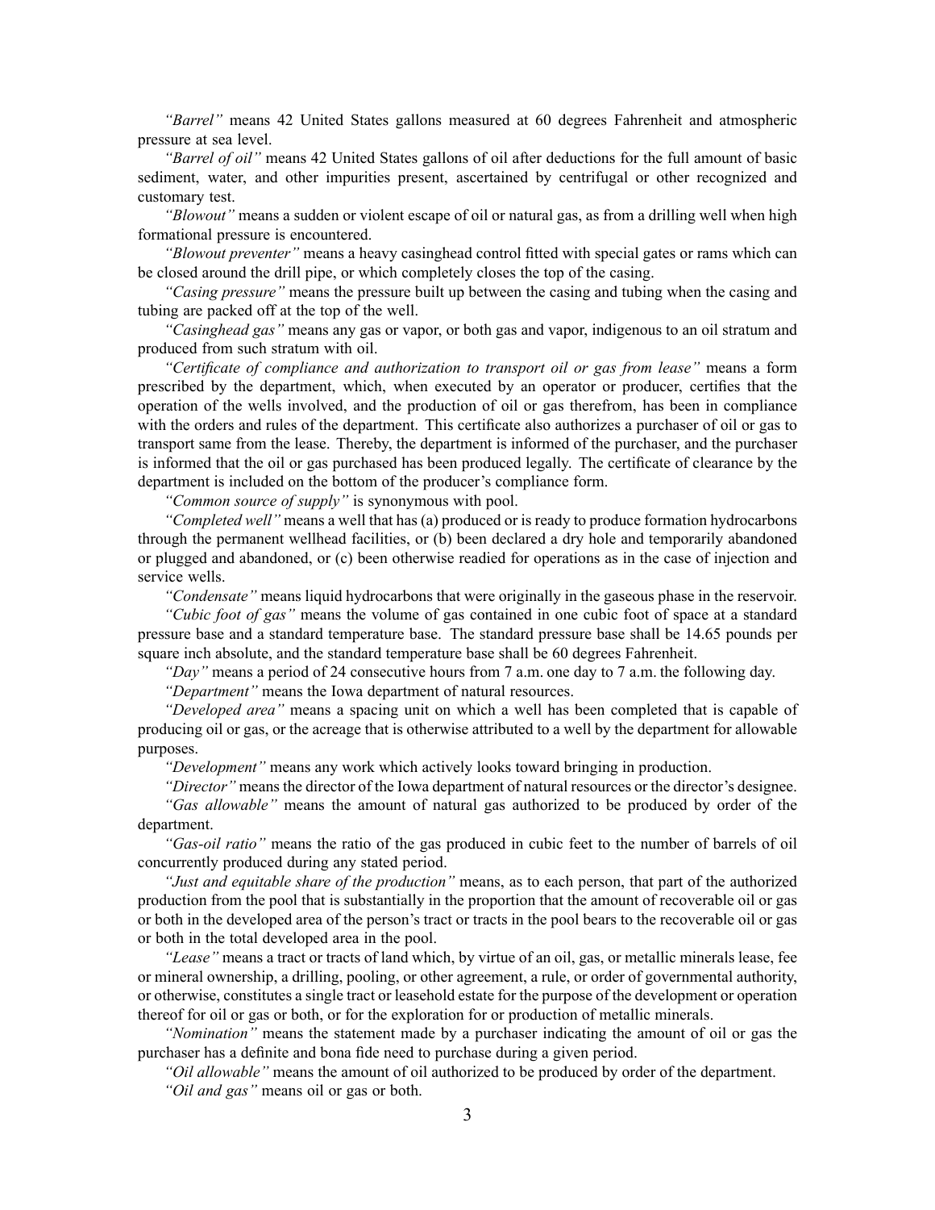*"Barrel"* means 42 United States gallons measured at 60 degrees Fahrenheit and atmospheric pressure at sea level.

*"Barrel of oil"* means 42 United States gallons of oil after deductions for the full amount of basic sediment, water, and other impurities present, ascertained by centrifugal or other recognized and customary test.

*"Blowout"* means a sudden or violent escape of oil or natural gas, as from a drilling well when high formational pressure is encountered.

*"Blowout preventer"* means a heavy casinghead control fitted with special gates or rams which can be closed around the drill pipe, or which completely closes the top of the casing.

*"Casing pressure"* means the pressure built up between the casing and tubing when the casing and tubing are packed off at the top of the well.

*"Casinghead gas"* means any gas or vapor, or both gas and vapor, indigenous to an oil stratum and produced from such stratum with oil.

*"Certificate of compliance and authorization to transport oil or gas from lease"* means a form prescribed by the department, which, when executed by an operator or producer, certifies that the operation of the wells involved, and the production of oil or gas therefrom, has been in compliance with the orders and rules of the department. This certificate also authorizes a purchaser of oil or gas to transport same from the lease. Thereby, the department is informed of the purchaser, and the purchaser is informed that the oil or gas purchased has been produced legally. The certificate of clearance by the department is included on the bottom of the producer's compliance form.

*"Common source of supply"* is synonymous with pool.

*"Completed well"* means a well that has (a) produced or is ready to produce formation hydrocarbons through the permanent wellhead facilities, or (b) been declared a dry hole and temporarily abandoned or plugged and abandoned, or (c) been otherwise readied for operations as in the case of injection and service wells.

*"Condensate"* means liquid hydrocarbons that were originally in the gaseous phase in the reservoir.

*"Cubic foot of gas"* means the volume of gas contained in one cubic foot of space at a standard pressure base and a standard temperature base. The standard pressure base shall be 14.65 pounds per square inch absolute, and the standard temperature base shall be 60 degrees Fahrenheit.

*"Day"* means a period of 24 consecutive hours from 7 a.m. one day to 7 a.m. the following day.

*"Department"* means the Iowa department of natural resources.

*"Developed area"* means a spacing unit on which a well has been completed that is capable of producing oil or gas, or the acreage that is otherwise attributed to a well by the department for allowable purposes.

*"Development"* means any work which actively looks toward bringing in production.

*"Director"* means the director of the Iowa department of natural resources or the director's designee.

*"Gas allowable"* means the amount of natural gas authorized to be produced by order of the department.

*"Gas-oil ratio"* means the ratio of the gas produced in cubic feet to the number of barrels of oil concurrently produced during any stated period.

*"Just and equitable share of the production"* means, as to each person, that part of the authorized production from the pool that is substantially in the proportion that the amount of recoverable oil or gas or both in the developed area of the person's tract or tracts in the pool bears to the recoverable oil or gas or both in the total developed area in the pool.

*"Lease"* means a tract or tracts of land which, by virtue of an oil, gas, or metallic minerals lease, fee or mineral ownership, a drilling, pooling, or other agreement, a rule, or order of governmental authority, or otherwise, constitutes a single tract or leasehold estate for the purpose of the development or operation thereof for oil or gas or both, or for the exploration for or production of metallic minerals.

*"Nomination"* means the statement made by a purchaser indicating the amount of oil or gas the purchaser has a definite and bona fide need to purchase during a given period.

*"Oil allowable"* means the amount of oil authorized to be produced by order of the department.

*"Oil and gas"* means oil or gas or both.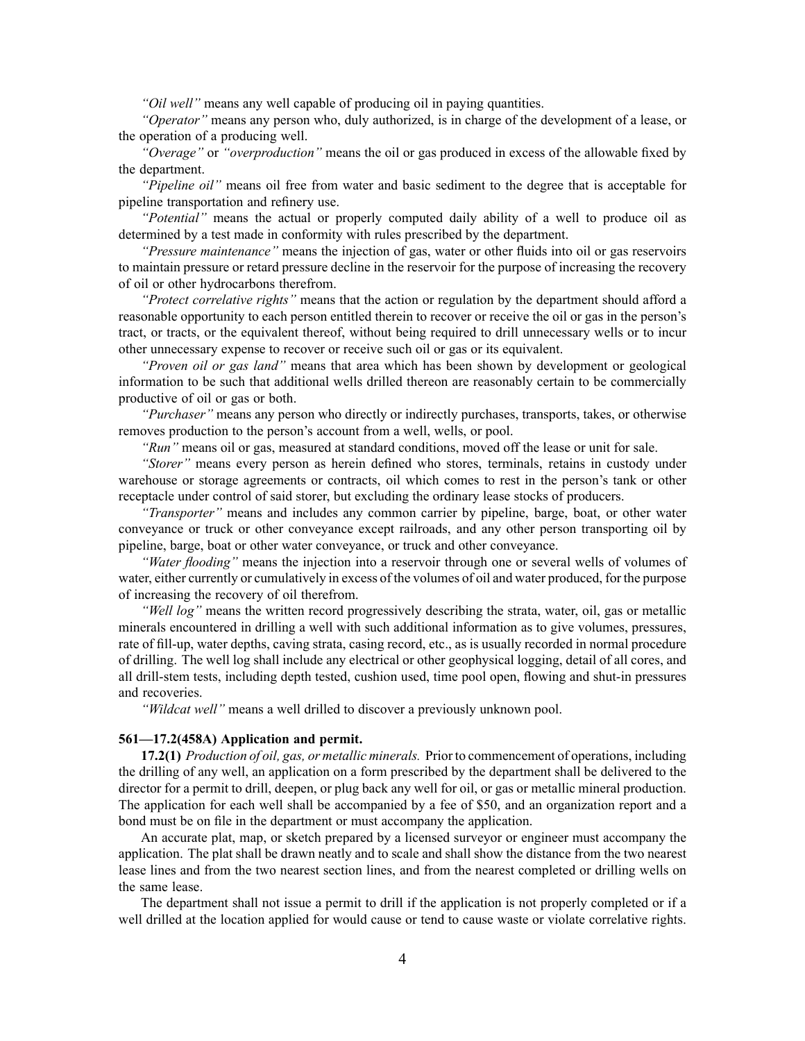*"Oil well"* means any well capable of producing oil in paying quantities.

*"Operator"* means any person who, duly authorized, is in charge of the development of a lease, or the operation of a producing well.

*"Overage"* or *"overproduction"* means the oil or gas produced in excess of the allowable fixed by the department.

*"Pipeline oil"* means oil free from water and basic sediment to the degree that is acceptable for pipeline transportation and refinery use.

*"Potential"* means the actual or properly computed daily ability of a well to produce oil as determined by a test made in conformity with rules prescribed by the department.

*"Pressure maintenance"* means the injection of gas, water or other fluids into oil or gas reservoirs to maintain pressure or retard pressure decline in the reservoir for the purpose of increasing the recovery of oil or other hydrocarbons therefrom.

*"Protect correlative rights"* means that the action or regulation by the department should afford a reasonable opportunity to each person entitled therein to recover or receive the oil or gas in the person's tract, or tracts, or the equivalent thereof, without being required to drill unnecessary wells or to incur other unnecessary expense to recover or receive such oil or gas or its equivalent.

*"Proven oil or gas land"* means that area which has been shown by development or geological information to be such that additional wells drilled thereon are reasonably certain to be commercially productive of oil or gas or both.

*"Purchaser"* means any person who directly or indirectly purchases, transports, takes, or otherwise removes production to the person's account from a well, wells, or pool.

*"Run"* means oil or gas, measured at standard conditions, moved off the lease or unit for sale.

*"Storer"* means every person as herein defined who stores, terminals, retains in custody under warehouse or storage agreements or contracts, oil which comes to rest in the person's tank or other receptacle under control of said storer, but excluding the ordinary lease stocks of producers.

*"Transporter"* means and includes any common carrier by pipeline, barge, boat, or other water conveyance or truck or other conveyance except railroads, and any other person transporting oil by pipeline, barge, boat or other water conveyance, or truck and other conveyance.

*"Water flooding"* means the injection into a reservoir through one or several wells of volumes of water, either currently or cumulatively in excess of the volumes of oil and water produced, for the purpose of increasing the recovery of oil therefrom.

*"Well log"* means the written record progressively describing the strata, water, oil, gas or metallic minerals encountered in drilling a well with such additional information as to give volumes, pressures, rate of fill-up, water depths, caving strata, casing record, etc., as is usually recorded in normal procedure of drilling. The well log shall include any electrical or other geophysical logging, detail of all cores, and all drill-stem tests, including depth tested, cushion used, time pool open, flowing and shut-in pressures and recoveries.

*"Wildcat well"* means a well drilled to discover a previously unknown pool.

**561—17.2(458A) Application and permit.**

**17.2(1)** *Production of oil, gas, or metallic minerals.* Prior to commencement of operations, including the drilling of any well, an application on a form prescribed by the department shall be delivered to the director for a permit to drill, deepen, or plug back any well for oil, or gas or metallic mineral production. The application for each well shall be accompanied by a fee of $50, and an organization report and a bond must be on file in the department or must accompany the application.

An accurate plat, map, or sketch prepared by a licensed surveyor or engineer must accompany the application. The plat shall be drawn neatly and to scale and shall show the distance from the two nearest lease lines and from the two nearest section lines, and from the nearest completed or drilling wells on the same lease.

The department shall not issue a permit to drill if the application is not properly completed or if a well drilled at the location applied for would cause or tend to cause waste or violate correlative rights.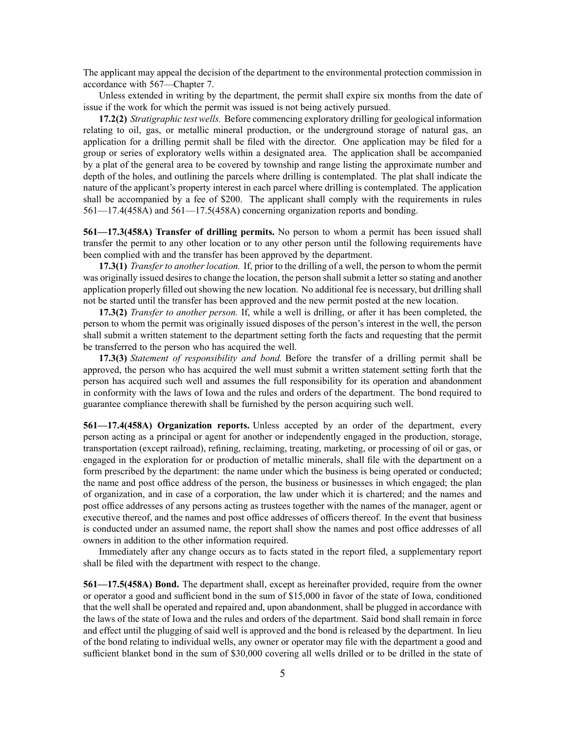The applicant may appeal the decision of the department to the environmental protection commission in accordance with 567—Chapter 7.

Unless extended in writing by the department, the permit shall expire six months from the date of issue if the work for which the permit was issued is not being actively pursued.

**17.2(2)** *Stratigraphic test wells.* Before commencing exploratory drilling for geological information relating to oil, gas, or metallic mineral production, or the underground storage of natural gas, an application for a drilling permit shall be filed with the director. One application may be filed for a group or series of exploratory wells within a designated area. The application shall be accompanied by a plat of the general area to be covered by township and range listing the approximate number and depth of the holes, and outlining the parcels where drilling is contemplated. The plat shall indicate the nature of the applicant's property interest in each parcel where drilling is contemplated. The application shall be accompanied by a fee of $200. The applicant shall comply with the requirements in rules 561—17.4(458A) and 561—17.5(458A) concerning organization reports and bonding.

**561—17.3(458A) Transfer of drilling permits.** No person to whom a permit has been issued shall transfer the permit to any other location or to any other person until the following requirements have been complied with and the transfer has been approved by the department.

**17.3(1)** *Transfer to another location.* If, prior to the drilling of a well, the person to whom the permit was originally issued desires to change the location, the person shall submit a letter so stating and another application properly filled out showing the new location. No additional fee is necessary, but drilling shall not be started until the transfer has been approved and the new permit posted at the new location.

**17.3(2)** *Transfer to another person.* If, while a well is drilling, or after it has been completed, the person to whom the permit was originally issued disposes of the person's interest in the well, the person shall submit a written statement to the department setting forth the facts and requesting that the permit be transferred to the person who has acquired the well.

**17.3(3)** *Statement of responsibility and bond.* Before the transfer of a drilling permit shall be approved, the person who has acquired the well must submit a written statement setting forth that the person has acquired such well and assumes the full responsibility for its operation and abandonment in conformity with the laws of Iowa and the rules and orders of the department. The bond required to guarantee compliance therewith shall be furnished by the person acquiring such well.

**561—17.4(458A) Organization reports.** Unless accepted by an order of the department, every person acting as a principal or agent for another or independently engaged in the production, storage, transportation (except railroad), refining, reclaiming, treating, marketing, or processing of oil or gas, or engaged in the exploration for or production of metallic minerals, shall file with the department on a form prescribed by the department: the name under which the business is being operated or conducted; the name and post office address of the person, the business or businesses in which engaged; the plan of organization, and in case of a corporation, the law under which it is chartered; and the names and post office addresses of any persons acting as trustees together with the names of the manager, agent or executive thereof, and the names and post office addresses of officers thereof. In the event that business is conducted under an assumed name, the report shall show the names and post office addresses of all owners in addition to the other information required.

Immediately after any change occurs as to facts stated in the report filed, a supplementary report shall be filed with the department with respect to the change.

**561—17.5(458A) Bond.** The department shall, except as hereinafter provided, require from the owner or operator a good and sufficient bond in the sum of $15,000 in favor of the state of Iowa, conditioned that the well shall be operated and repaired and, upon abandonment, shall be plugged in accordance with the laws of the state of Iowa and the rules and orders of the department. Said bond shall remain in force and effect until the plugging of said well is approved and the bond is released by the department. In lieu of the bond relating to individual wells, any owner or operator may file with the department a good and sufficient blanket bond in the sum of $30,000 covering all wells drilled or to be drilled in the state of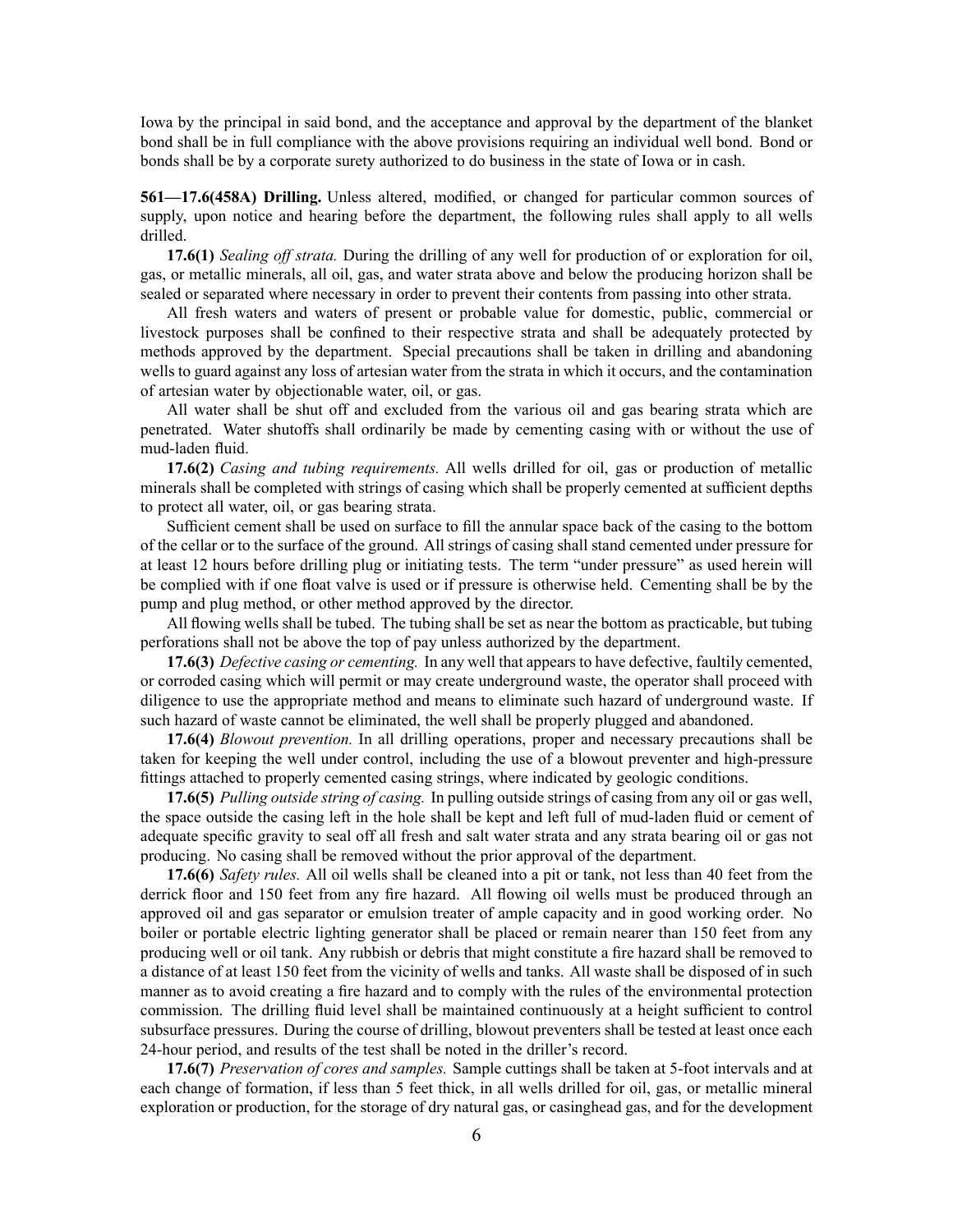Iowa by the principal in said bond, and the acceptance and approval by the department of the blanket bond shall be in full compliance with the above provisions requiring an individual well bond. Bond or bonds shall be by a corporate surety authorized to do business in the state of Iowa or in cash.

**561—17.6(458A) Drilling.** Unless altered, modified, or changed for particular common sources of supply, upon notice and hearing before the department, the following rules shall apply to all wells drilled.

**17.6(1)** *Sealing off strata.* During the drilling of any well for production of or exploration for oil, gas, or metallic minerals, all oil, gas, and water strata above and below the producing horizon shall be sealed or separated where necessary in order to prevent their contents from passing into other strata.

All fresh waters and waters of present or probable value for domestic, public, commercial or livestock purposes shall be confined to their respective strata and shall be adequately protected by methods approved by the department. Special precautions shall be taken in drilling and abandoning wells to guard against any loss of artesian water from the strata in which it occurs, and the contamination of artesian water by objectionable water, oil, or gas.

All water shall be shut off and excluded from the various oil and gas bearing strata which are penetrated. Water shutoffs shall ordinarily be made by cementing casing with or without the use of mud-laden fluid.

**17.6(2)** *Casing and tubing requirements.* All wells drilled for oil, gas or production of metallic minerals shall be completed with strings of casing which shall be properly cemented at sufficient depths to protect all water, oil, or gas bearing strata.

Sufficient cement shall be used on surface to fill the annular space back of the casing to the bottom of the cellar or to the surface of the ground. All strings of casing shall stand cemented under pressure for at least 12 hours before drilling plug or initiating tests. The term "under pressure" as used herein will be complied with if one float valve is used or if pressure is otherwise held. Cementing shall be by the pump and plug method, or other method approved by the director.

All flowing wells shall be tubed. The tubing shall be set as near the bottom as practicable, but tubing perforations shall not be above the top of pay unless authorized by the department.

**17.6(3)** *Defective casing or cementing.* In any well that appears to have defective, faultily cemented, or corroded casing which will permit or may create underground waste, the operator shall proceed with diligence to use the appropriate method and means to eliminate such hazard of underground waste. If such hazard of waste cannot be eliminated, the well shall be properly plugged and abandoned.

**17.6(4)** *Blowout prevention.* In all drilling operations, proper and necessary precautions shall be taken for keeping the well under control, including the use of a blowout preventer and high-pressure fittings attached to properly cemented casing strings, where indicated by geologic conditions.

**17.6(5)** *Pulling outside string of casing.* In pulling outside strings of casing from any oil or gas well, the space outside the casing left in the hole shall be kept and left full of mud-laden fluid or cement of adequate specific gravity to seal off all fresh and salt water strata and any strata bearing oil or gas not producing. No casing shall be removed without the prior approval of the department.

**17.6(6)** *Safety rules.* All oil wells shall be cleaned into a pit or tank, not less than 40 feet from the derrick floor and 150 feet from any fire hazard. All flowing oil wells must be produced through an approved oil and gas separator or emulsion treater of ample capacity and in good working order. No boiler or portable electric lighting generator shall be placed or remain nearer than 150 feet from any producing well or oil tank. Any rubbish or debris that might constitute a fire hazard shall be removed to a distance of at least 150 feet from the vicinity of wells and tanks. All waste shall be disposed of in such manner as to avoid creating a fire hazard and to comply with the rules of the environmental protection commission. The drilling fluid level shall be maintained continuously at a height sufficient to control subsurface pressures. During the course of drilling, blowout preventers shall be tested at least once each 24-hour period, and results of the test shall be noted in the driller's record.

**17.6(7)** *Preservation of cores and samples.* Sample cuttings shall be taken at 5-foot intervals and at each change of formation, if less than 5 feet thick, in all wells drilled for oil, gas, or metallic mineral exploration or production, for the storage of dry natural gas, or casinghead gas, and for the development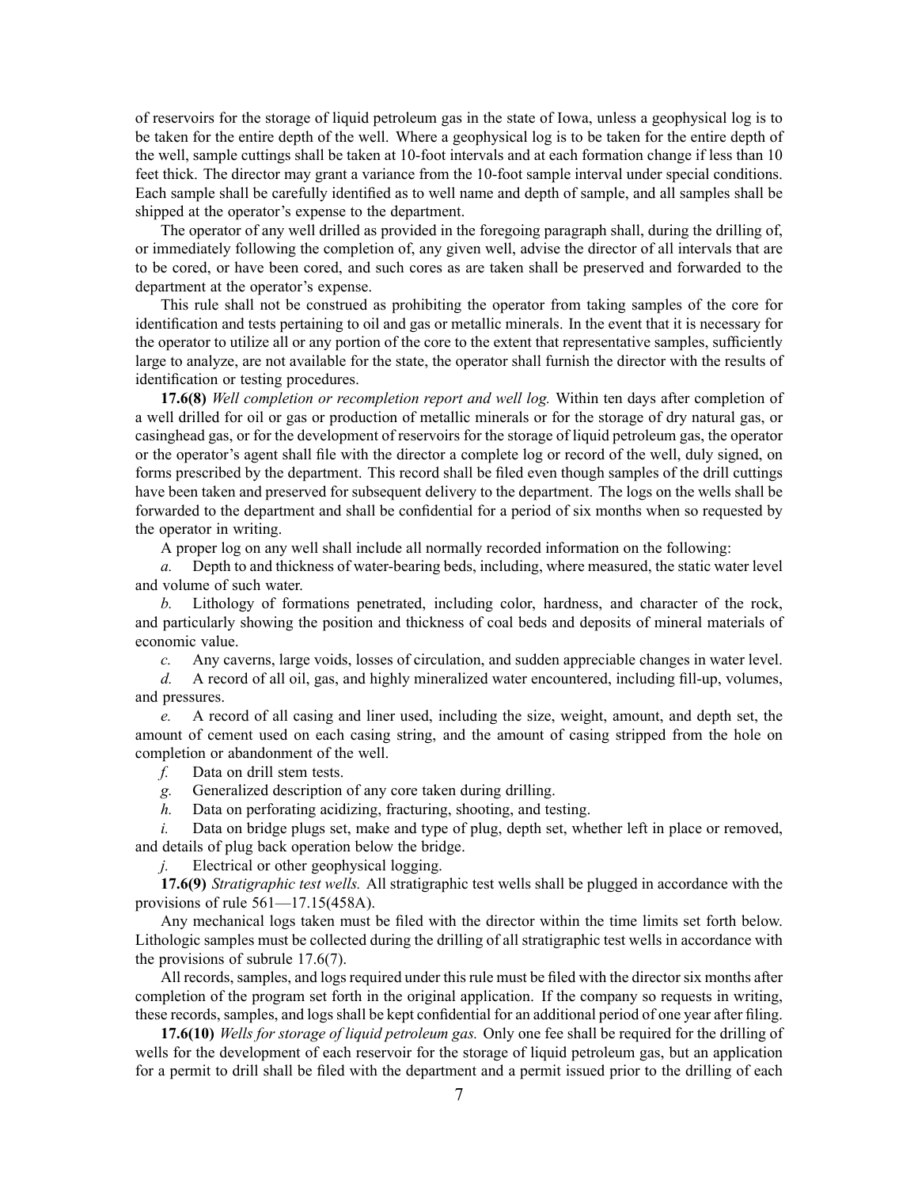of reservoirs for the storage of liquid petroleum gas in the state of Iowa, unless a geophysical log is to be taken for the entire depth of the well. Where a geophysical log is to be taken for the entire depth of the well, sample cuttings shall be taken at 10-foot intervals and at each formation change if less than 10 feet thick. The director may grant a variance from the 10-foot sample interval under special conditions. Each sample shall be carefully identified as to well name and depth of sample, and all samples shall be shipped at the operator's expense to the department.

The operator of any well drilled as provided in the foregoing paragraph shall, during the drilling of, or immediately following the completion of, any given well, advise the director of all intervals that are to be cored, or have been cored, and such cores as are taken shall be preserved and forwarded to the department at the operator's expense.

This rule shall not be construed as prohibiting the operator from taking samples of the core for identification and tests pertaining to oil and gas or metallic minerals. In the event that it is necessary for the operator to utilize all or any portion of the core to the extent that representative samples, sufficiently large to analyze, are not available for the state, the operator shall furnish the director with the results of identification or testing procedures.

**17.6(8)** *Well completion or recompletion report and well log.* Within ten days after completion of a well drilled for oil or gas or production of metallic minerals or for the storage of dry natural gas, or casinghead gas, or for the development of reservoirs for the storage of liquid petroleum gas, the operator or the operator's agent shall file with the director a complete log or record of the well, duly signed, on forms prescribed by the department. This record shall be filed even though samples of the drill cuttings have been taken and preserved for subsequent delivery to the department. The logs on the wells shall be forwarded to the department and shall be confidential for a period of six months when so requested by the operator in writing.

A proper log on any well shall include all normally recorded information on the following:

*a.* Depth to and thickness of water-bearing beds, including, where measured, the static water level and volume of such water.

*b.* Lithology of formations penetrated, including color, hardness, and character of the rock, and particularly showing the position and thickness of coal beds and deposits of mineral materials of economic value.

*c.* Any caverns, large voids, losses of circulation, and sudden appreciable changes in water level.

*d.* A record of all oil, gas, and highly mineralized water encountered, including fill-up, volumes, and pressures.

*e.* A record of all casing and liner used, including the size, weight, amount, and depth set, the amount of cement used on each casing string, and the amount of casing stripped from the hole on completion or abandonment of the well.

*f.* Data on drill stem tests.

*g.* Generalized description of any core taken during drilling.

*h.* Data on perforating acidizing, fracturing, shooting, and testing.

*i.* Data on bridge plugs set, make and type of plug, depth set, whether left in place or removed, and details of plug back operation below the bridge.

*j.* Electrical or other geophysical logging.

**17.6(9)** *Stratigraphic test wells.* All stratigraphic test wells shall be plugged in accordance with the provisions of rule 561—17.15(458A).

Any mechanical logs taken must be filed with the director within the time limits set forth below. Lithologic samples must be collected during the drilling of all stratigraphic test wells in accordance with the provisions of subrule 17.6(7).

All records, samples, and logs required under this rule must be filed with the director six months after completion of the program set forth in the original application. If the company so requests in writing, these records, samples, and logs shall be kept confidential for an additional period of one year after filing.

**17.6(10)** *Wells for storage of liquid petroleum gas.* Only one fee shall be required for the drilling of wells for the development of each reservoir for the storage of liquid petroleum gas, but an application for a permit to drill shall be filed with the department and a permit issued prior to the drilling of each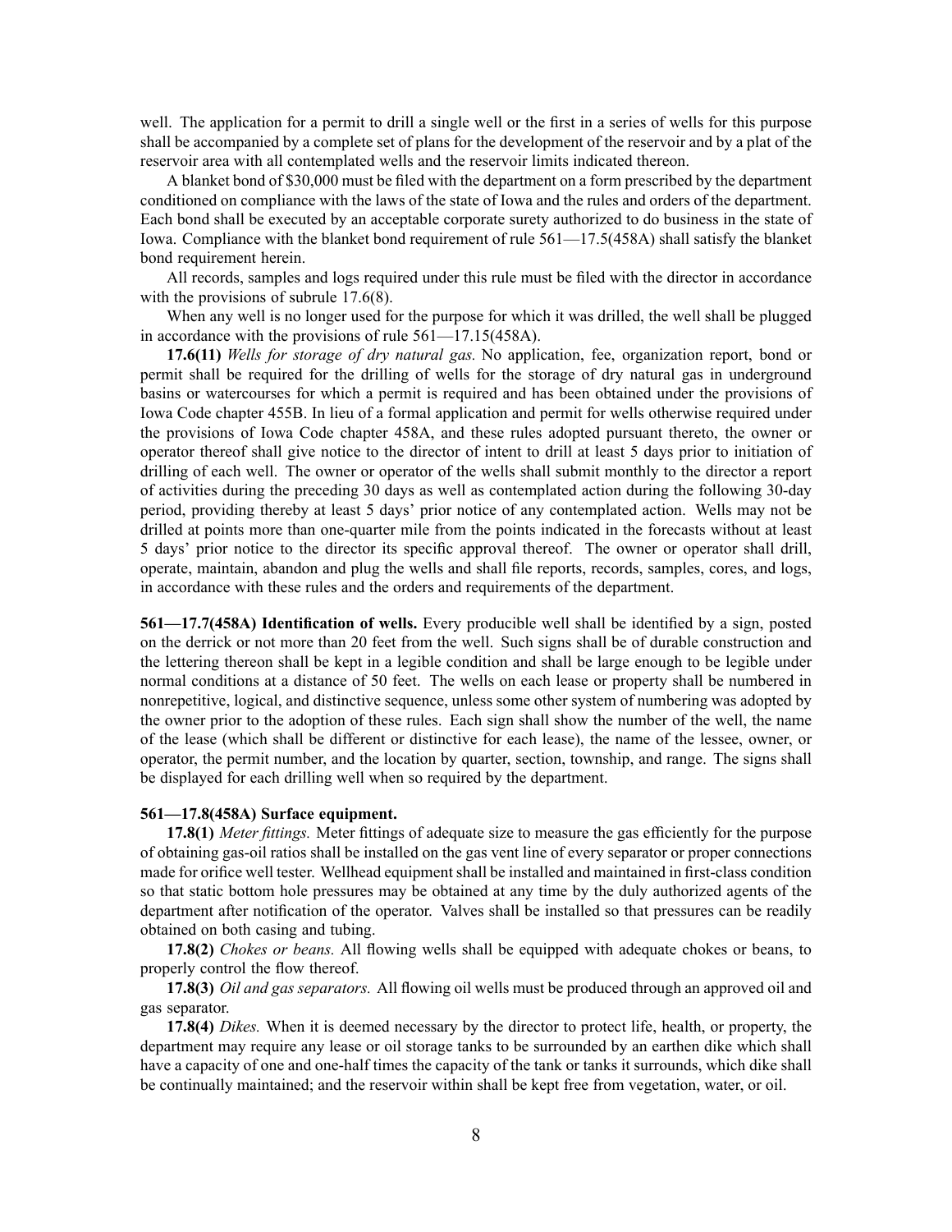well. The application for a permit to drill a single well or the first in a series of wells for this purpose shall be accompanied by a complete set of plans for the development of the reservoir and by a plat of the reservoir area with all contemplated wells and the reservoir limits indicated thereon.

A blanket bond of $30,000 must be filed with the department on a form prescribed by the department conditioned on compliance with the laws of the state of Iowa and the rules and orders of the department. Each bond shall be executed by an acceptable corporate surety authorized to do business in the state of Iowa. Compliance with the blanket bond requirement of rule 561—17.5(458A) shall satisfy the blanket bond requirement herein.

All records, samples and logs required under this rule must be filed with the director in accordance with the provisions of subrule 17.6(8).

When any well is no longer used for the purpose for which it was drilled, the well shall be plugged in accordance with the provisions of rule 561—17.15(458A).

**17.6(11)** *Wells for storage of dry natural gas.* No application, fee, organization report, bond or permit shall be required for the drilling of wells for the storage of dry natural gas in underground basins or watercourses for which a permit is required and has been obtained under the provisions of Iowa Code chapter 455B. In lieu of a formal application and permit for wells otherwise required under the provisions of Iowa Code chapter 458A, and these rules adopted pursuant thereto, the owner or operator thereof shall give notice to the director of intent to drill at least 5 days prior to initiation of drilling of each well. The owner or operator of the wells shall submit monthly to the director a report of activities during the preceding 30 days as well as contemplated action during the following 30-day period, providing thereby at least 5 days' prior notice of any contemplated action. Wells may not be drilled at points more than one-quarter mile from the points indicated in the forecasts without at least 5 days' prior notice to the director its specific approval thereof. The owner or operator shall drill, operate, maintain, abandon and plug the wells and shall file reports, records, samples, cores, and logs, in accordance with these rules and the orders and requirements of the department.

**561—17.7(458A) Identification of wells.** Every producible well shall be identified by a sign, posted on the derrick or not more than 20 feet from the well. Such signs shall be of durable construction and the lettering thereon shall be kept in a legible condition and shall be large enough to be legible under normal conditions at a distance of 50 feet. The wells on each lease or property shall be numbered in nonrepetitive, logical, and distinctive sequence, unless some other system of numbering was adopted by the owner prior to the adoption of these rules. Each sign shall show the number of the well, the name of the lease (which shall be different or distinctive for each lease), the name of the lessee, owner, or operator, the permit number, and the location by quarter, section, township, and range. The signs shall be displayed for each drilling well when so required by the department.

**561—17.8(458A) Surface equipment.**

**17.8(1)** *Meter fittings.* Meter fittings of adequate size to measure the gas efficiently for the purpose of obtaining gas-oil ratios shall be installed on the gas vent line of every separator or proper connections made for orifice well tester. Wellhead equipment shall be installed and maintained in first-class condition so that static bottom hole pressures may be obtained at any time by the duly authorized agents of the department after notification of the operator. Valves shall be installed so that pressures can be readily obtained on both casing and tubing.

**17.8(2)** *Chokes or beans.* All flowing wells shall be equipped with adequate chokes or beans, to properly control the flow thereof.

**17.8(3)** *Oil and gas separators.* All flowing oil wells must be produced through an approved oil and gas separator.

**17.8(4)** *Dikes.* When it is deemed necessary by the director to protect life, health, or property, the department may require any lease or oil storage tanks to be surrounded by an earthen dike which shall have a capacity of one and one-half times the capacity of the tank or tanks it surrounds, which dike shall be continually maintained; and the reservoir within shall be kept free from vegetation, water, or oil.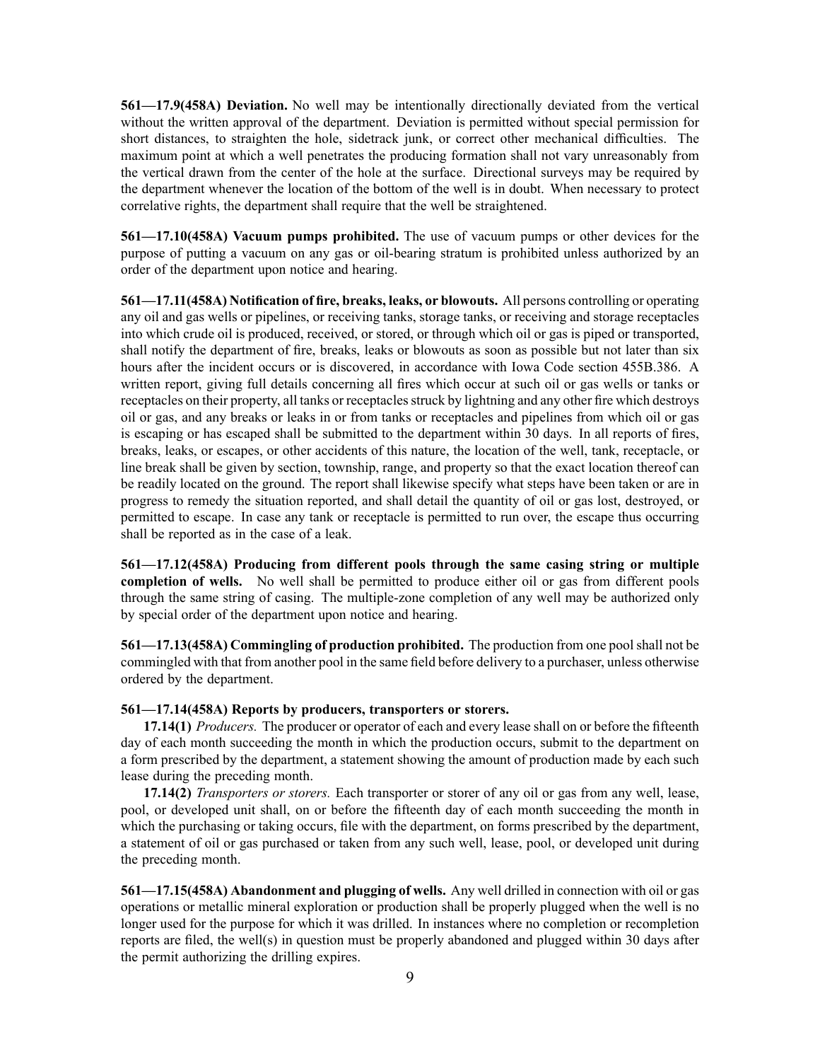**561—17.9(458A) Deviation.** No well may be intentionally directionally deviated from the vertical without the written approval of the department. Deviation is permitted without special permission for short distances, to straighten the hole, sidetrack junk, or correct other mechanical difficulties. The maximum point at which a well penetrates the producing formation shall not vary unreasonably from the vertical drawn from the center of the hole at the surface. Directional surveys may be required by the department whenever the location of the bottom of the well is in doubt. When necessary to protect correlative rights, the department shall require that the well be straightened.

**561—17.10(458A) Vacuum pumps prohibited.** The use of vacuum pumps or other devices for the purpose of putting a vacuum on any gas or oil-bearing stratum is prohibited unless authorized by an order of the department upon notice and hearing.

**561—17.11(458A) Notification of fire, breaks, leaks, or blowouts.** All persons controlling or operating any oil and gas wells or pipelines, or receiving tanks, storage tanks, or receiving and storage receptacles into which crude oil is produced, received, or stored, or through which oil or gas is piped or transported, shall notify the department of fire, breaks, leaks or blowouts as soon as possible but not later than six hours after the incident occurs or is discovered, in accordance with Iowa Code section 455B.386. A written report, giving full details concerning all fires which occur at such oil or gas wells or tanks or receptacles on their property, all tanks or receptacles struck by lightning and any other fire which destroys oil or gas, and any breaks or leaks in or from tanks or receptacles and pipelines from which oil or gas is escaping or has escaped shall be submitted to the department within 30 days. In all reports of fires, breaks, leaks, or escapes, or other accidents of this nature, the location of the well, tank, receptacle, or line break shall be given by section, township, range, and property so that the exact location thereof can be readily located on the ground. The report shall likewise specify what steps have been taken or are in progress to remedy the situation reported, and shall detail the quantity of oil or gas lost, destroyed, or permitted to escape. In case any tank or receptacle is permitted to run over, the escape thus occurring shall be reported as in the case of a leak.

**561—17.12(458A) Producing from different pools through the same casing string or multiple completion of wells.** No well shall be permitted to produce either oil or gas from different pools through the same string of casing. The multiple-zone completion of any well may be authorized only by special order of the department upon notice and hearing.

**561—17.13(458A) Commingling of production prohibited.** The production from one pool shall not be commingled with that from another pool in the same field before delivery to a purchaser, unless otherwise ordered by the department.

**561—17.14(458A) Reports by producers, transporters or storers.**

**17.14(1)** *Producers.* The producer or operator of each and every lease shall on or before the fifteenth day of each month succeeding the month in which the production occurs, submit to the department on a form prescribed by the department, a statement showing the amount of production made by each such lease during the preceding month.

**17.14(2)** *Transporters or storers.* Each transporter or storer of any oil or gas from any well, lease, pool, or developed unit shall, on or before the fifteenth day of each month succeeding the month in which the purchasing or taking occurs, file with the department, on forms prescribed by the department, a statement of oil or gas purchased or taken from any such well, lease, pool, or developed unit during the preceding month.

**561—17.15(458A) Abandonment and plugging of wells.** Any well drilled in connection with oil or gas operations or metallic mineral exploration or production shall be properly plugged when the well is no longer used for the purpose for which it was drilled. In instances where no completion or recompletion reports are filed, the well(s) in question must be properly abandoned and plugged within 30 days after the permit authorizing the drilling expires.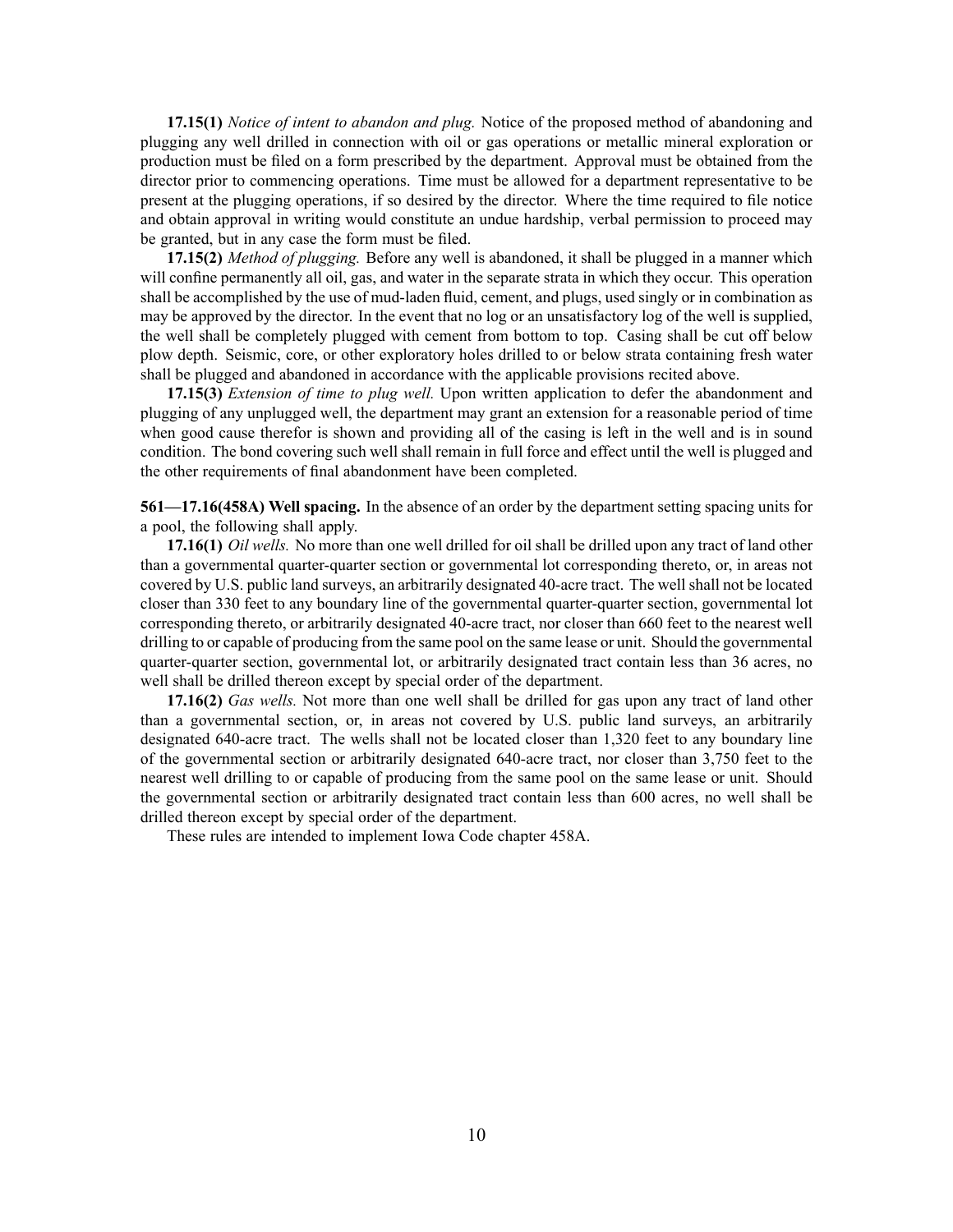**17.15(1)** *Notice of intent to abandon and plug.* Notice of the proposed method of abandoning and plugging any well drilled in connection with oil or gas operations or metallic mineral exploration or production must be filed on a form prescribed by the department. Approval must be obtained from the director prior to commencing operations. Time must be allowed for a department representative to be present at the plugging operations, if so desired by the director. Where the time required to file notice and obtain approval in writing would constitute an undue hardship, verbal permission to proceed may be granted, but in any case the form must be filed.

**17.15(2)** *Method of plugging.* Before any well is abandoned, it shall be plugged in a manner which will confine permanently all oil, gas, and water in the separate strata in which they occur. This operation shall be accomplished by the use of mud-laden fluid, cement, and plugs, used singly or in combination as may be approved by the director. In the event that no log or an unsatisfactory log of the well is supplied, the well shall be completely plugged with cement from bottom to top. Casing shall be cut off below plow depth. Seismic, core, or other exploratory holes drilled to or below strata containing fresh water shall be plugged and abandoned in accordance with the applicable provisions recited above.

**17.15(3)** *Extension of time to plug well.* Upon written application to defer the abandonment and plugging of any unplugged well, the department may grant an extension for a reasonable period of time when good cause therefor is shown and providing all of the casing is left in the well and is in sound condition. The bond covering such well shall remain in full force and effect until the well is plugged and the other requirements of final abandonment have been completed.

**561—17.16(458A) Well spacing.** In the absence of an order by the department setting spacing units for a pool, the following shall apply.

**17.16(1)** *Oil wells.* No more than one well drilled for oil shall be drilled upon any tract of land other than a governmental quarter-quarter section or governmental lot corresponding thereto, or, in areas not covered by U.S. public land surveys, an arbitrarily designated 40-acre tract. The well shall not be located closer than 330 feet to any boundary line of the governmental quarter-quarter section, governmental lot corresponding thereto, or arbitrarily designated 40-acre tract, nor closer than 660 feet to the nearest well drilling to or capable of producing from the same pool on the same lease or unit. Should the governmental quarter-quarter section, governmental lot, or arbitrarily designated tract contain less than 36 acres, no well shall be drilled thereon except by special order of the department.

**17.16(2)** *Gas wells.* Not more than one well shall be drilled for gas upon any tract of land other than a governmental section, or, in areas not covered by U.S. public land surveys, an arbitrarily designated 640-acre tract. The wells shall not be located closer than 1,320 feet to any boundary line of the governmental section or arbitrarily designated 640-acre tract, nor closer than 3,750 feet to the nearest well drilling to or capable of producing from the same pool on the same lease or unit. Should the governmental section or arbitrarily designated tract contain less than 600 acres, no well shall be drilled thereon except by special order of the department.

These rules are intended to implement Iowa Code chapter 458A.